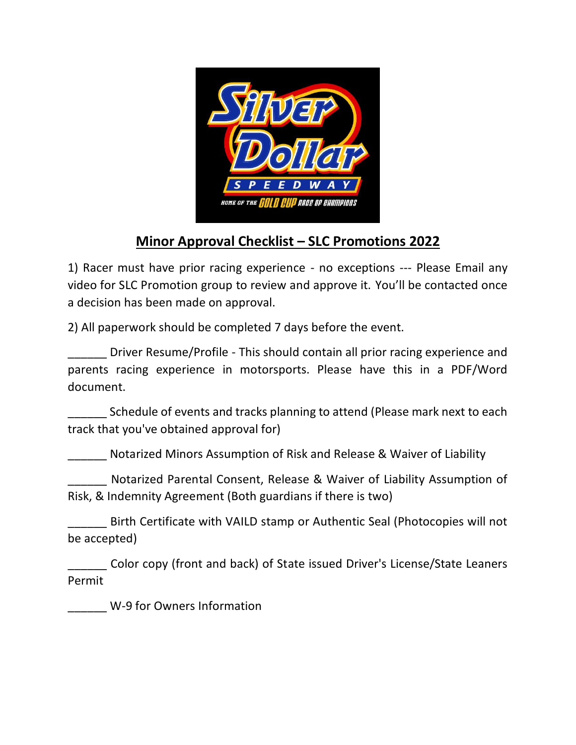## Minor Approval Checklist – SLC Promotions 2022

1) Racer must have prior racing experience - no exceptions --- Please Email any video for SLC Promotion group to review and approve it. You'll be contacted once a decision has been made on approval.

2) All paperwork should be completed 7 days before the event.

______ Driver Resume/Profile - This should contain all prior racing experience and parents racing experience in motorsports. Please have this in a PDF/Word document.

______ Schedule of events and tracks planning to attend (Please mark next to each track that you've obtained approval for)

______ Notarized Minors Assumption of Risk and Release & Waiver of Liability

______ Notarized Parental Consent, Release & Waiver of Liability Assumption of Risk, & Indemnity Agreement (Both guardians if there is two)

______ Birth Certificate with VAILD stamp or Authentic Seal (Photocopies will not be accepted)

______ Color copy (front and back) of State issued Driver's License/State Leaners Permit

______ W-9 for Owners Information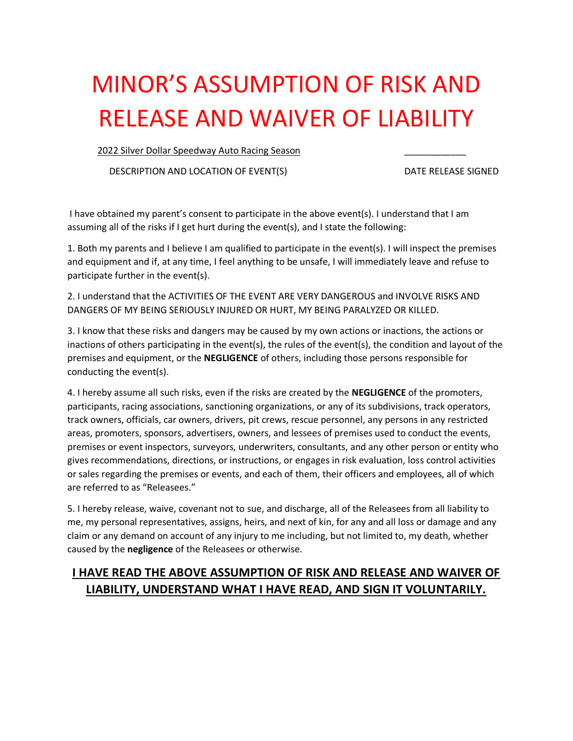# MINOR'S ASSUMPTION OF RISK AND RELEASE AND WAIVER OF LIABILITY

2022 Silver Dollar Speedway Auto Racing Season ____________

DESCRIPTION AND LOCATION OF EVENT(S) DATE RELEASE SIGNED

I have obtained my parent's consent to participate in the above event(s). I understand that I am assuming all of the risks if I get hurt during the event(s), and I state the following:

1. Both my parents and I believe I am qualified to participate in the event(s). I will inspect the premises and equipment and if, at any time, I feel anything to be unsafe, I will immediately leave and refuse to participate further in the event(s).

2. I understand that the ACTIVITIES OF THE EVENT ARE VERY DANGEROUS and INVOLVE RISKS AND DANGERS OF MY BEING SERIOUSLY INJURED OR HURT, MY BEING PARALYZED OR KILLED.

3. I know that these risks and dangers may be caused by my own actions or inactions, the actions or inactions of others participating in the event(s), the rules of the event(s), the condition and layout of the premises and equipment, or the **NEGLIGENCE** of others, including those persons responsible for conducting the event(s).

4. I hereby assume all such risks, even if the risks are created by the **NEGLIGENCE** of the promoters, participants, racing associations, sanctioning organizations, or any of its subdivisions, track operators, track owners, officials, car owners, drivers, pit crews, rescue personnel, any persons in any restricted areas, promoters, sponsors, advertisers, owners, and lessees of premises used to conduct the events, premises or event inspectors, surveyors, underwriters, consultants, and any other person or entity who gives recommendations, directions, or instructions, or engages in risk evaluation, loss control activities or sales regarding the premises or events, and each of them, their officers and employees, all of which are referred to as "Releasees."

5. I hereby release, waive, covenant not to sue, and discharge, all of the Releasees from all liability to me, my personal representatives, assigns, heirs, and next of kin, for any and all loss or damage and any claim or any demand on account of any injury to me including, but not limited to, my death, whether caused by the **negligence** of the Releasees or otherwise.

**I HAVE READ THE ABOVE ASSUMPTION OF RISK AND RELEASE AND WAIVER OF LIABILITY, UNDERSTAND WHAT I HAVE READ, AND SIGN IT VOLUNTARILY.**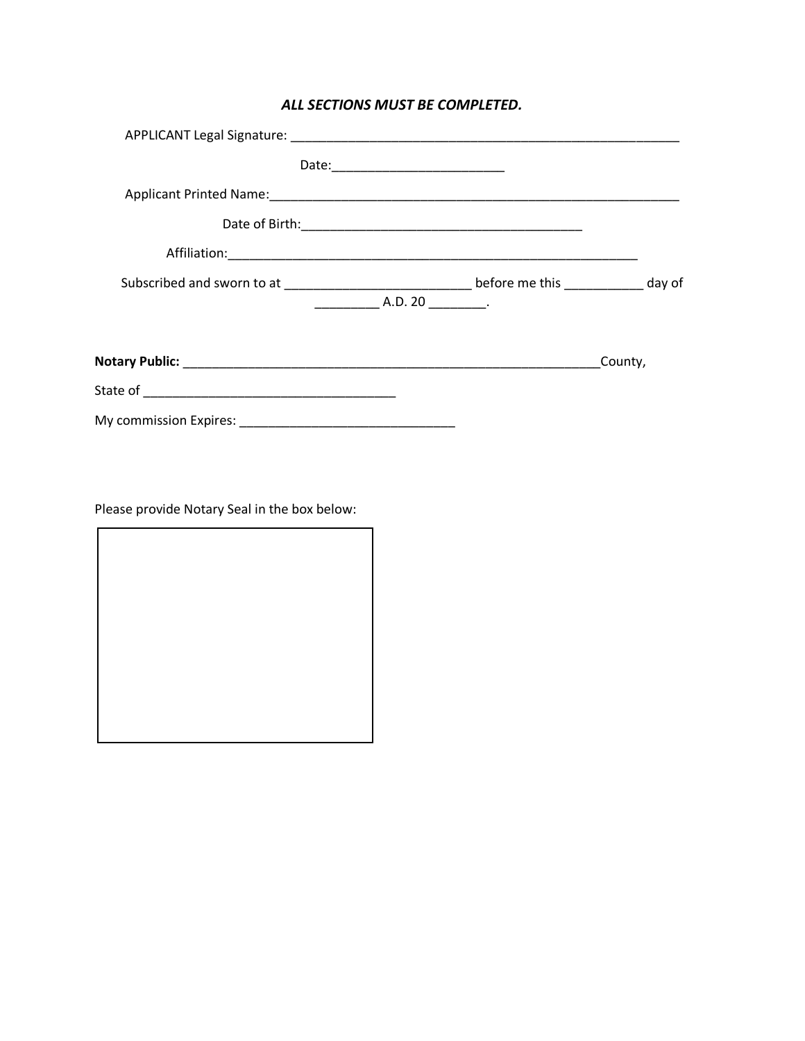***ALL SECTIONS MUST BE COMPLETED.***

APPLICANT Legal Signature: _______________________________________________________

Date:________________________

Applicant Printed Name:___________________________________________________________

Date of Birth:________________________________________

Affiliation:__________________________________________________________

Subscribed and sworn to at __________________________ before me this ___________ day of _________ A.D. 20 ________.

**Notary Public:** ____________________________________________________________County,

State of ___________________________________

My commission Expires: ______________________________

Please provide Notary Seal in the box below: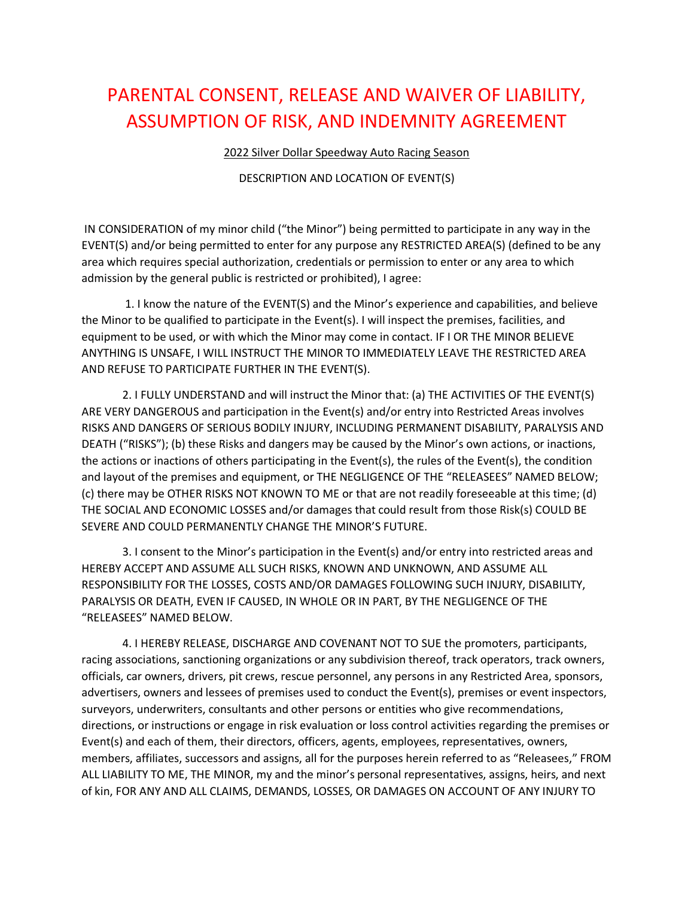# PARENTAL CONSENT, RELEASE AND WAIVER OF LIABILITY, ASSUMPTION OF RISK, AND INDEMNITY AGREEMENT

2022 Silver Dollar Speedway Auto Racing Season

DESCRIPTION AND LOCATION OF EVENT(S)

IN CONSIDERATION of my minor child ("the Minor") being permitted to participate in any way in the EVENT(S) and/or being permitted to enter for any purpose any RESTRICTED AREA(S) (defined to be any area which requires special authorization, credentials or permission to enter or any area to which admission by the general public is restricted or prohibited), I agree:

1. I know the nature of the EVENT(S) and the Minor's experience and capabilities, and believe the Minor to be qualified to participate in the Event(s). I will inspect the premises, facilities, and equipment to be used, or with which the Minor may come in contact. IF I OR THE MINOR BELIEVE ANYTHING IS UNSAFE, I WILL INSTRUCT THE MINOR TO IMMEDIATELY LEAVE THE RESTRICTED AREA AND REFUSE TO PARTICIPATE FURTHER IN THE EVENT(S).

2. I FULLY UNDERSTAND and will instruct the Minor that: (a) THE ACTIVITIES OF THE EVENT(S) ARE VERY DANGEROUS and participation in the Event(s) and/or entry into Restricted Areas involves RISKS AND DANGERS OF SERIOUS BODILY INJURY, INCLUDING PERMANENT DISABILITY, PARALYSIS AND DEATH ("RISKS"); (b) these Risks and dangers may be caused by the Minor's own actions, or inactions, the actions or inactions of others participating in the Event(s), the rules of the Event(s), the condition and layout of the premises and equipment, or THE NEGLIGENCE OF THE "RELEASEES" NAMED BELOW; (c) there may be OTHER RISKS NOT KNOWN TO ME or that are not readily foreseeable at this time; (d) THE SOCIAL AND ECONOMIC LOSSES and/or damages that could result from those Risk(s) COULD BE SEVERE AND COULD PERMANENTLY CHANGE THE MINOR'S FUTURE.

3. I consent to the Minor's participation in the Event(s) and/or entry into restricted areas and HEREBY ACCEPT AND ASSUME ALL SUCH RISKS, KNOWN AND UNKNOWN, AND ASSUME ALL RESPONSIBILITY FOR THE LOSSES, COSTS AND/OR DAMAGES FOLLOWING SUCH INJURY, DISABILITY, PARALYSIS OR DEATH, EVEN IF CAUSED, IN WHOLE OR IN PART, BY THE NEGLIGENCE OF THE "RELEASEES" NAMED BELOW.

4. I HEREBY RELEASE, DISCHARGE AND COVENANT NOT TO SUE the promoters, participants, racing associations, sanctioning organizations or any subdivision thereof, track operators, track owners, officials, car owners, drivers, pit crews, rescue personnel, any persons in any Restricted Area, sponsors, advertisers, owners and lessees of premises used to conduct the Event(s), premises or event inspectors, surveyors, underwriters, consultants and other persons or entities who give recommendations, directions, or instructions or engage in risk evaluation or loss control activities regarding the premises or Event(s) and each of them, their directors, officers, agents, employees, representatives, owners, members, affiliates, successors and assigns, all for the purposes herein referred to as "Releasees," FROM ALL LIABILITY TO ME, THE MINOR, my and the minor's personal representatives, assigns, heirs, and next of kin, FOR ANY AND ALL CLAIMS, DEMANDS, LOSSES, OR DAMAGES ON ACCOUNT OF ANY INJURY TO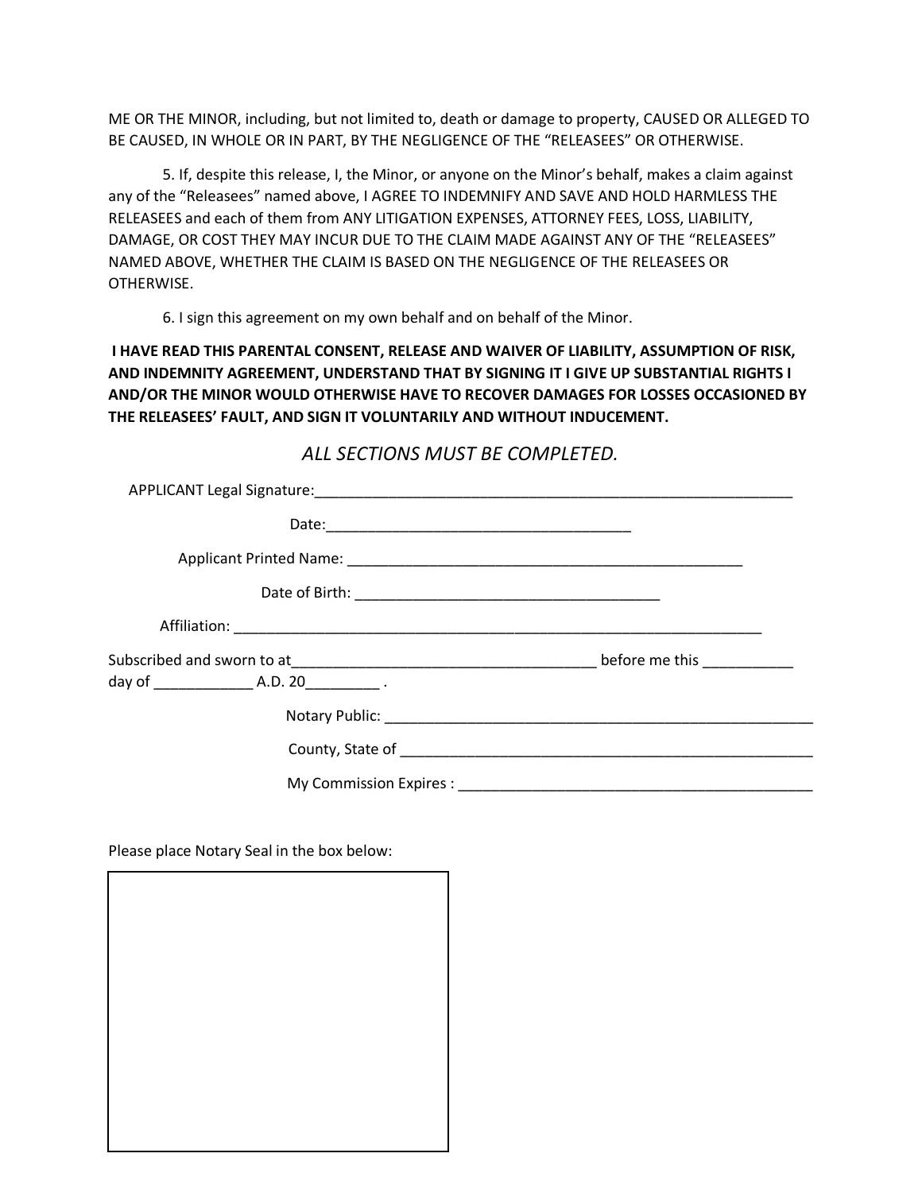ME OR THE MINOR, including, but not limited to, death or damage to property, CAUSED OR ALLEGED TO BE CAUSED, IN WHOLE OR IN PART, BY THE NEGLIGENCE OF THE "RELEASEES" OR OTHERWISE.

5. If, despite this release, I, the Minor, or anyone on the Minor's behalf, makes a claim against any of the "Releasees" named above, I AGREE TO INDEMNIFY AND SAVE AND HOLD HARMLESS THE RELEASEES and each of them from ANY LITIGATION EXPENSES, ATTORNEY FEES, LOSS, LIABILITY, DAMAGE, OR COST THEY MAY INCUR DUE TO THE CLAIM MADE AGAINST ANY OF THE "RELEASEES" NAMED ABOVE, WHETHER THE CLAIM IS BASED ON THE NEGLIGENCE OF THE RELEASEES OR OTHERWISE.

6. I sign this agreement on my own behalf and on behalf of the Minor.

**I HAVE READ THIS PARENTAL CONSENT, RELEASE AND WAIVER OF LIABILITY, ASSUMPTION OF RISK, AND INDEMNITY AGREEMENT, UNDERSTAND THAT BY SIGNING IT I GIVE UP SUBSTANTIAL RIGHTS I AND/OR THE MINOR WOULD OTHERWISE HAVE TO RECOVER DAMAGES FOR LOSSES OCCASIONED BY THE RELEASEES' FAULT, AND SIGN IT VOLUNTARILY AND WITHOUT INDUCEMENT.**

*ALL SECTIONS MUST BE COMPLETED.*

APPLICANT Legal Signature:_____________________________________________________________

Date:______________________________________

Applicant Printed Name: __________________________________________________

Date of Birth: ______________________________________

Affiliation: ___________________________________________________________________

Subscribed and sworn to at_____________________________________ before me this ___________ day of ____________ A.D. 20_________ .

Notary Public: _____________________________________________________

County, State of ___________________________________________________

My Commission Expires : _____________________________________________

Please place Notary Seal in the box below: